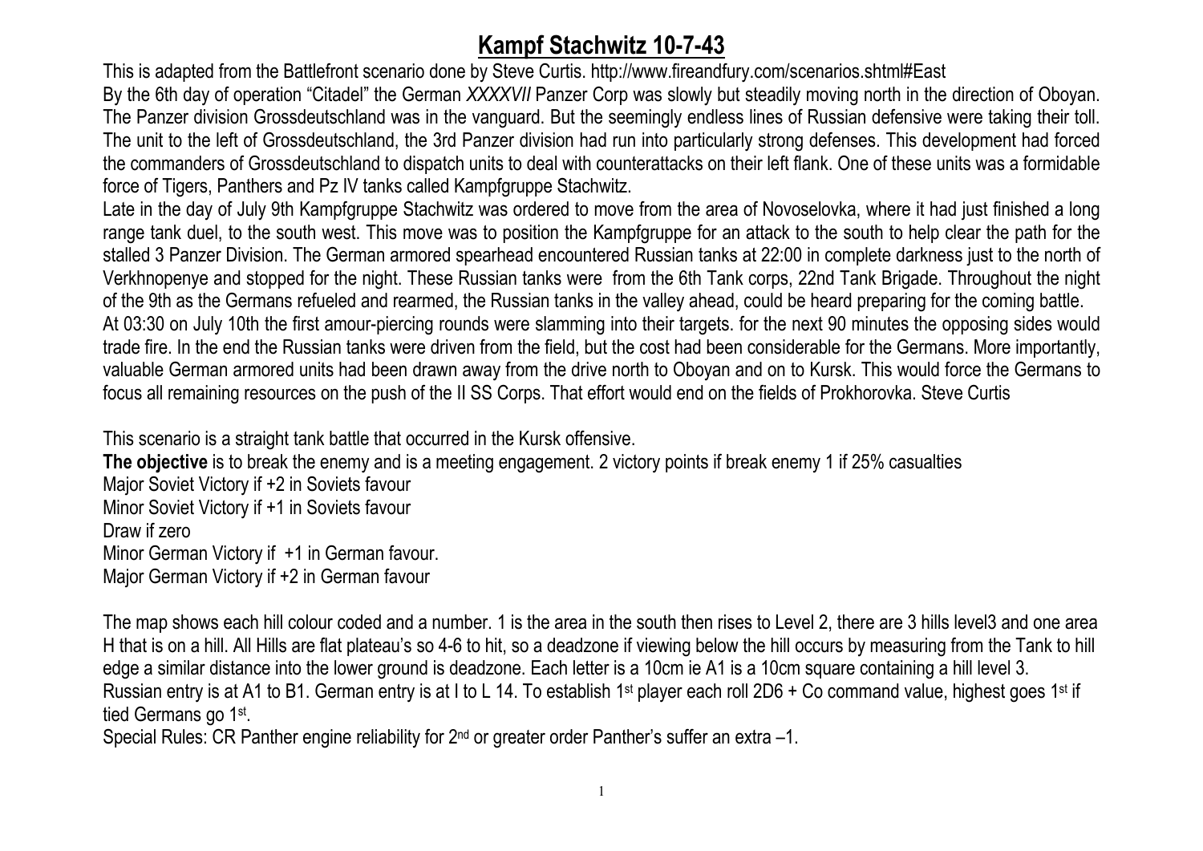# Kampf Stachwitz 10-7-43

This is adapted from the Battlefront scenario done by Steve Curtis. http://www.fireandfury.com/scenarios.shtml#East

By the 6th day of operation "Citadel" the German *XXXXVII* Panzer Corp was slowly but steadily moving north in the direction of Oboyan. The Panzer division Grossdeutschland was in the vanguard. But the seemingly endless lines of Russian defensive were taking their toll. The unit to the left of Grossdeutschland, the 3rd Panzer division had run into particularly strong defenses. This development had forced the commanders of Grossdeutschland to dispatch units to deal with counterattacks on their left flank. One of these units was a formidable force of Tigers, Panthers and Pz IV tanks called Kampfgruppe Stachwitz.

Late in the day of July 9th Kampfgruppe Stachwitz was ordered to move from the area of Novoselovka, where it had just finished a long range tank duel, to the south west. This move was to position the Kampfgruppe for an attack to the south to help clear the path for the stalled 3 Panzer Division. The German armored spearhead encountered Russian tanks at 22:00 in complete darkness just to the north of Verkhnopenye and stopped for the night. These Russian tanks were from the 6th Tank corps, 22nd Tank Brigade. Throughout the night of the 9th as the Germans refueled and rearmed, the Russian tanks in the valley ahead, could be heard preparing for the coming battle.

At 03:30 on July 10th the first amour-piercing rounds were slamming into their targets. for the next 90 minutes the opposing sides would trade fire. In the end the Russian tanks were driven from the field, but the cost had been considerable for the Germans. More importantly, valuable German armored units had been drawn away from the drive north to Oboyan and on to Kursk. This would force the Germans to focus all remaining resources on the push of the II SS Corps. That effort would end on the fields of Prokhorovka. Steve Curtis

This scenario is a straight tank battle that occurred in the Kursk offensive.

**The objective** is to break the enemy and is a meeting engagement. 2 victory points if break enemy 1 if 25% casualties

Major Soviet Victory if +2 in Soviets favour

Minor Soviet Victory if +1 in Soviets favour

Draw if zero

Minor German Victory if +1 in German favour.

Major German Victory if +2 in German favour

The map shows each hill colour coded and a number. 1 is the area in the south then rises to Level 2, there are 3 hills level3 and one area H that is on a hill. All Hills are flat plateau's so 4-6 to hit, so a deadzone if viewing below the hill occurs by measuring from the Tank to hill edge a similar distance into the lower ground is deadzone. Each letter is a 10cm ie A1 is a 10cm square containing a hill level 3.

Russian entry is at A1 to B1. German entry is at I to L 14. To establish 1st player each roll 2D6 + Co command value, highest goes 1st if tied Germans go 1st.

Special Rules: CR Panther engine reliability for 2nd or greater order Panther's suffer an extra –1.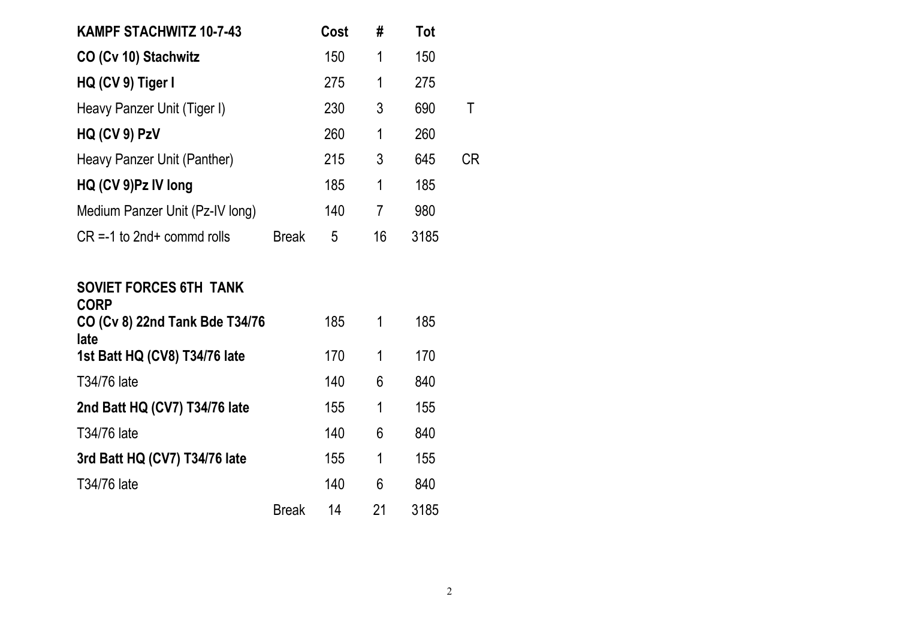| KAMPF STACHWITZ 10-7-43 | | Cost | # | Tot | |
|---|---|---|---|---|---|
| **CO (Cv 10) Stachwitz** | | 150 | 1 | 150 | |
| **HQ (CV 9) Tiger I** | | 275 | 1 | 275 | |
| Heavy Panzer Unit (Tiger I) | | 230 | 3 | 690 | T |
| **HQ (CV 9) PzV** | | 260 | 1 | 260 | |
| Heavy Panzer Unit (Panther) | | 215 | 3 | 645 | CR |
| **HQ (CV 9)Pz IV long** | | 185 | 1 | 185 | |
| Medium Panzer Unit (Pz-IV long) | | 140 | 7 | 980 | |
| CR =-1 to 2nd+ commd rolls | Break | 5 | 16 | 3185 | |

| SOVIET FORCES 6TH TANK CORP | | | | |
|---|---|---|---|---|
| **CO (Cv 8) 22nd Tank Bde T34/76 late** | | 185 | 1 | 185 |
| **1st Batt HQ (CV8) T34/76 late** | | 170 | 1 | 170 |
| T34/76 late | | 140 | 6 | 840 |
| **2nd Batt HQ (CV7) T34/76 late** | | 155 | 1 | 155 |
| T34/76 late | | 140 | 6 | 840 |
| **3rd Batt HQ (CV7) T34/76 late** | | 155 | 1 | 155 |
| T34/76 late | | 140 | 6 | 840 |
| | Break | 14 | 21 | 3185 |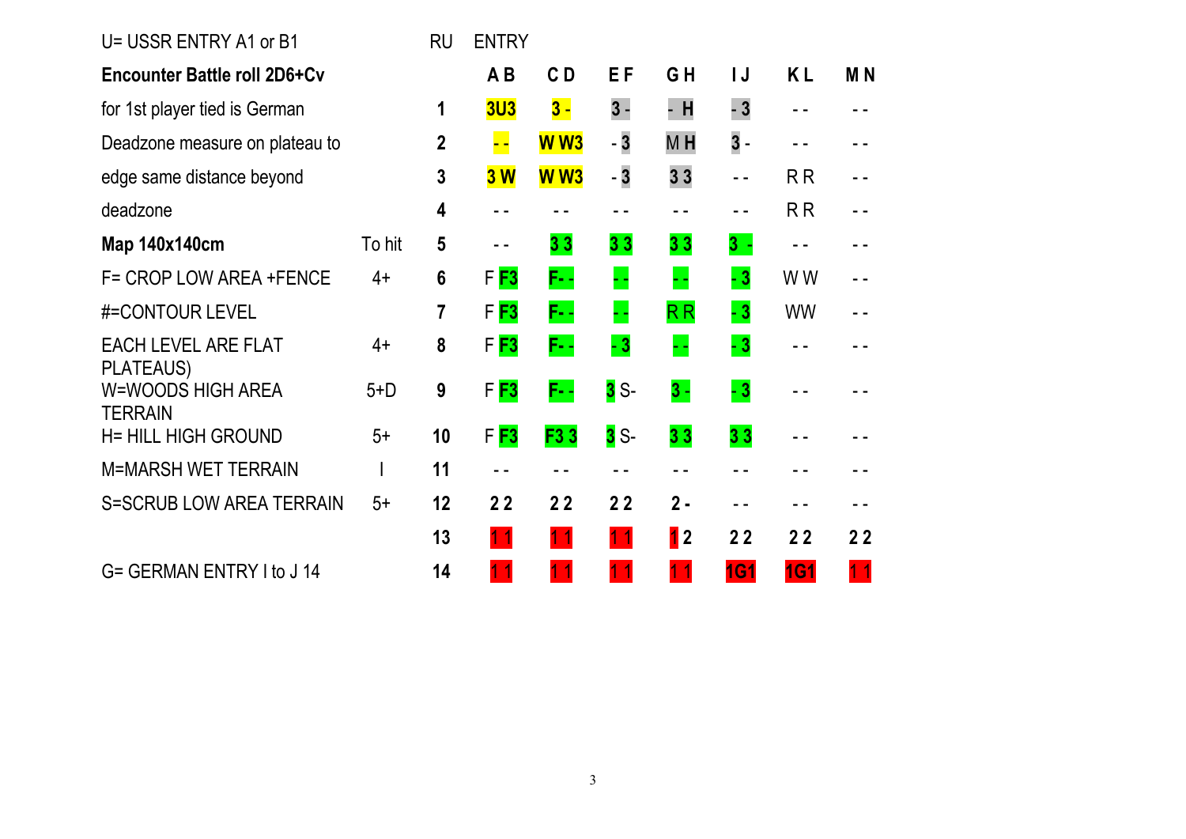| | | | | | | | | | |
|---|---|---|---|---|---|---|---|---|---|
| U= USSR ENTRY A1 or B1 | | RU | ENTRY | | | | | | |
| **Encounter Battle roll 2D6+Cv** | | | **A B** | **C D** | **E F** | **G H** | **I J** | **K L** | **M N** |
| for 1st player tied is German | | **1** | **3U3** | **3 -** | **3 -** | **- H** | **- 3** | - - | - - |
| Deadzone measure on plateau to | | **2** | **- -** | **W W3** | - **3** | M **H** | **3** - | - - | - - |
| edge same distance beyond | | **3** | **3 W** | **W W3** | - **3** | **3 3** | - - | R R | - - |
| deadzone | | **4** | - - | - - | - - | - - | - - | R R | - - |
| **Map 140x140cm** | To hit | **5** | - - | **3 3** | **3 3** | **3 3** | **3 -** | - - | - - |
| F= CROP LOW AREA +FENCE | 4+ | **6** | F **F3** | **F- -** | **- -** | **- -** | **- 3** | W W | - - |
| #=CONTOUR LEVEL | | **7** | F **F3** | **F- -** | **- -** | R R | **- 3** | WW | - - |
| EACH LEVEL ARE FLAT PLATEAUS) | 4+ | **8** | F **F3** | **F- -** | **- 3** | **- -** | **- 3** | - - | - - |
| W=WOODS HIGH AREA TERRAIN | 5+D | **9** | F **F3** | **F- -** | **3** S- | **3 -** | **- 3** | - - | - - |
| H= HILL HIGH GROUND | 5+ | **10** | F **F3** | **F3 3** | **3** S- | **3 3** | **3 3** | - - | - - |
| M=MARSH WET TERRAIN | I | **11** | - - | - - | - - | - - | - - | - - | - - |
| S=SCRUB LOW AREA TERRAIN | 5+ | **12** | **2 2** | **2 2** | **2 2** | **2 -** | - - | - - | - - |
| | | **13** | 1 1 | 1 1 | 1 1 | 1 **2** | **2 2** | **2 2** | **2 2** |
| G= GERMAN ENTRY I to J 14 | | **14** | 1 1 | 1 1 | 1 1 | 1 1 | **1G1** | **1G1** | 1 1 |